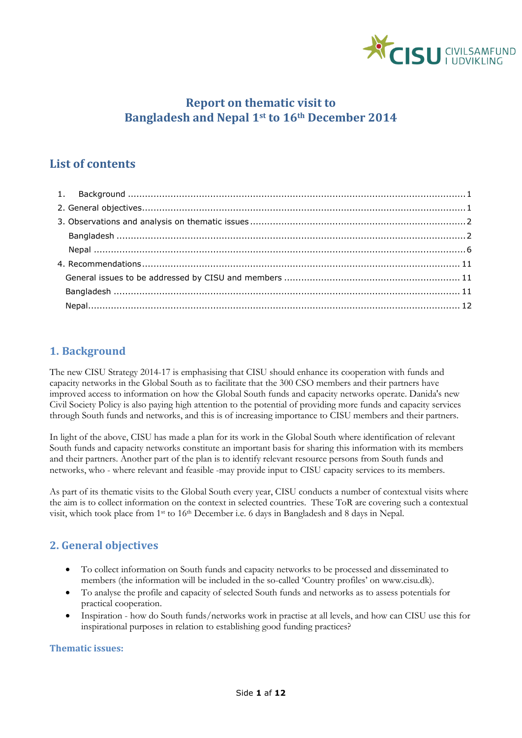# Report on thematic visit to Bangladesh and Nepal 1st to 16th December 2014

## List of contents

1. Background ........................................................................................................ 1
2. General objectives ................................................................................................ 1
3. Observations and analysis on thematic issues ........................................................... 2
   - Bangladesh ...................................................................................................... 2
   - Nepal .............................................................................................................. 6
4. Recommendations ............................................................................................... 11
   - General issues to be addressed by CISU and members .............................................. 11
   - Bangladesh ...................................................................................................... 11
   - Nepal .............................................................................................................. 12

## 1. Background

The new CISU Strategy 2014-17 is emphasising that CISU should enhance its cooperation with funds and capacity networks in the Global South as to facilitate that the 300 CSO members and their partners have improved access to information on how the Global South funds and capacity networks operate. Danida's new Civil Society Policy is also paying high attention to the potential of providing more funds and capacity services through South funds and networks, and this is of increasing importance to CISU members and their partners.

In light of the above, CISU has made a plan for its work in the Global South where identification of relevant South funds and capacity networks constitute an important basis for sharing this information with its members and their partners. Another part of the plan is to identify relevant resource persons from South funds and networks, who - where relevant and feasible -may provide input to CISU capacity services to its members.

As part of its thematic visits to the Global South every year, CISU conducts a number of contextual visits where the aim is to collect information on the context in selected countries. These ToR are covering such a contextual visit, which took place from 1st to 16th December i.e. 6 days in Bangladesh and 8 days in Nepal.

## 2. General objectives

- To collect information on South funds and capacity networks to be processed and disseminated to members (the information will be included in the so-called 'Country profiles' on www.cisu.dk).
- To analyse the profile and capacity of selected South funds and networks as to assess potentials for practical cooperation.
- Inspiration - how do South funds/networks work in practise at all levels, and how can CISU use this for inspirational purposes in relation to establishing good funding practices?

### Thematic issues: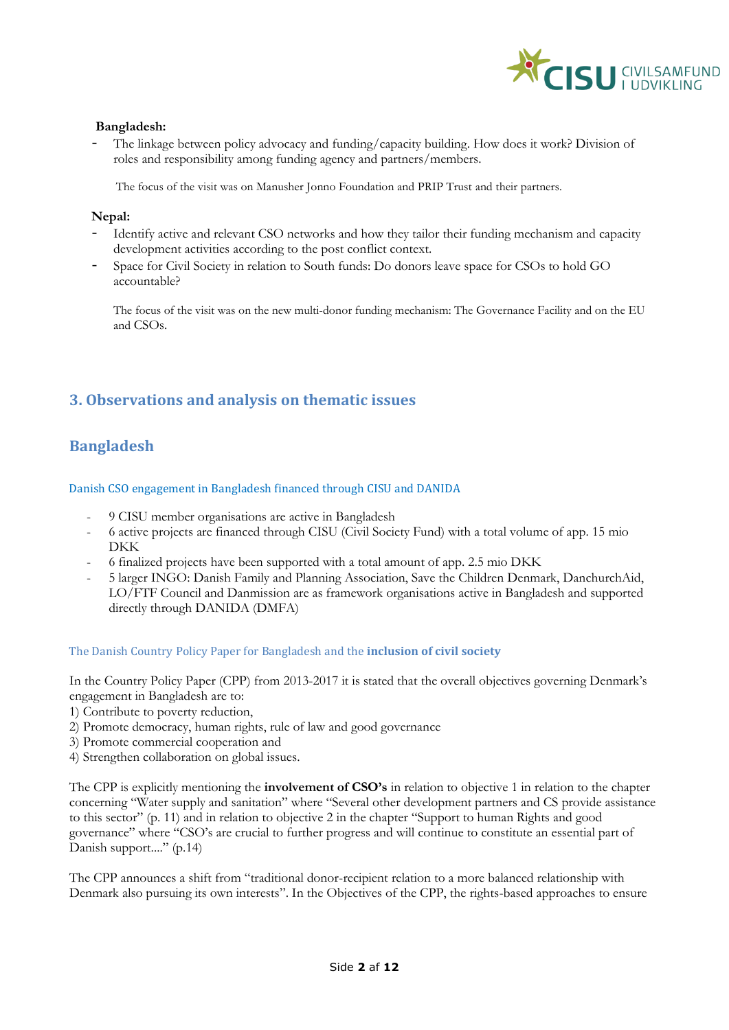**Bangladesh:**

- The linkage between policy advocacy and funding/capacity building. How does it work? Division of roles and responsibility among funding agency and partners/members.

The focus of the visit was on Manusher Jonno Foundation and PRIP Trust and their partners.

**Nepal:**

- Identify active and relevant CSO networks and how they tailor their funding mechanism and capacity development activities according to the post conflict context.
- Space for Civil Society in relation to South funds: Do donors leave space for CSOs to hold GO accountable?

The focus of the visit was on the new multi-donor funding mechanism: The Governance Facility and on the EU and CSOs.

## 3. Observations and analysis on thematic issues

## Bangladesh

### Danish CSO engagement in Bangladesh financed through CISU and DANIDA

- 9 CISU member organisations are active in Bangladesh
- 6 active projects are financed through CISU (Civil Society Fund) with a total volume of app. 15 mio DKK
- 6 finalized projects have been supported with a total amount of app. 2.5 mio DKK
- 5 larger INGO: Danish Family and Planning Association, Save the Children Denmark, DanchurchAid, LO/FTF Council and Danmission are as framework organisations active in Bangladesh and supported directly through DANIDA (DMFA)

### The Danish Country Policy Paper for Bangladesh and the **inclusion of civil society**

In the Country Policy Paper (CPP) from 2013-2017 it is stated that the overall objectives governing Denmark's engagement in Bangladesh are to:
1) Contribute to poverty reduction,
2) Promote democracy, human rights, rule of law and good governance
3) Promote commercial cooperation and
4) Strengthen collaboration on global issues.

The CPP is explicitly mentioning the **involvement of CSO's** in relation to objective 1 in relation to the chapter concerning "Water supply and sanitation" where "Several other development partners and CS provide assistance to this sector" (p. 11) and in relation to objective 2 in the chapter "Support to human Rights and good governance" where "CSO's are crucial to further progress and will continue to constitute an essential part of Danish support...." (p.14)

The CPP announces a shift from "traditional donor-recipient relation to a more balanced relationship with Denmark also pursuing its own interests". In the Objectives of the CPP, the rights-based approaches to ensure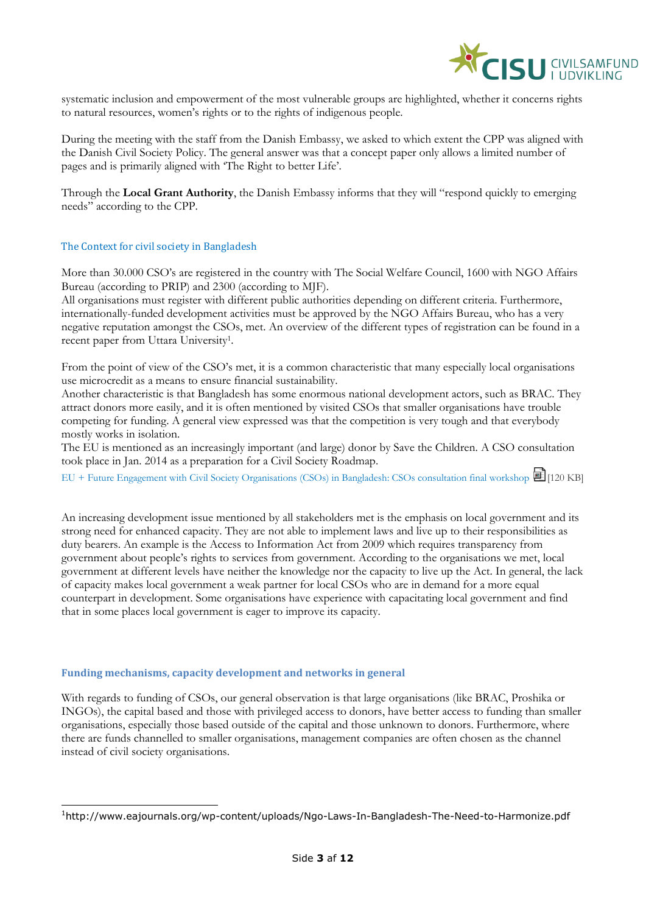systematic inclusion and empowerment of the most vulnerable groups are highlighted, whether it concerns rights to natural resources, women's rights or to the rights of indigenous people.

During the meeting with the staff from the Danish Embassy, we asked to which extent the CPP was aligned with the Danish Civil Society Policy. The general answer was that a concept paper only allows a limited number of pages and is primarily aligned with 'The Right to better Life'.

Through the **Local Grant Authority**, the Danish Embassy informs that they will "respond quickly to emerging needs" according to the CPP.

### The Context for civil society in Bangladesh

More than 30.000 CSO's are registered in the country with The Social Welfare Council, 1600 with NGO Affairs Bureau (according to PRIP) and 2300 (according to MJF).
All organisations must register with different public authorities depending on different criteria. Furthermore, internationally-funded development activities must be approved by the NGO Affairs Bureau, who has a very negative reputation amongst the CSOs, met. An overview of the different types of registration can be found in a recent paper from Uttara University[1].

From the point of view of the CSO's met, it is a common characteristic that many especially local organisations use microcredit as a means to ensure financial sustainability.
Another characteristic is that Bangladesh has some enormous national development actors, such as BRAC. They attract donors more easily, and it is often mentioned by visited CSOs that smaller organisations have trouble competing for funding. A general view expressed was that the competition is very tough and that everybody mostly works in isolation.
The EU is mentioned as an increasingly important (and large) donor by Save the Children. A CSO consultation took place in Jan. 2014 as a preparation for a Civil Society Roadmap.
EU + Future Engagement with Civil Society Organisations (CSOs) in Bangladesh: CSOs consultation final workshop [120 KB]

An increasing development issue mentioned by all stakeholders met is the emphasis on local government and its strong need for enhanced capacity. They are not able to implement laws and live up to their responsibilities as duty bearers. An example is the Access to Information Act from 2009 which requires transparency from government about people's rights to services from government. According to the organisations we met, local government at different levels have neither the knowledge nor the capacity to live up the Act. In general, the lack of capacity makes local government a weak partner for local CSOs who are in demand for a more equal counterpart in development. Some organisations have experience with capacitating local government and find that in some places local government is eager to improve its capacity.

### Funding mechanisms, capacity development and networks in general

With regards to funding of CSOs, our general observation is that large organisations (like BRAC, Proshika or INGOs), the capital based and those with privileged access to donors, have better access to funding than smaller organisations, especially those based outside of the capital and those unknown to donors. Furthermore, where there are funds channelled to smaller organisations, management companies are often chosen as the channel instead of civil society organisations.

---

[1] http://www.eajournals.org/wp-content/uploads/Ngo-Laws-In-Bangladesh-The-Need-to-Harmonize.pdf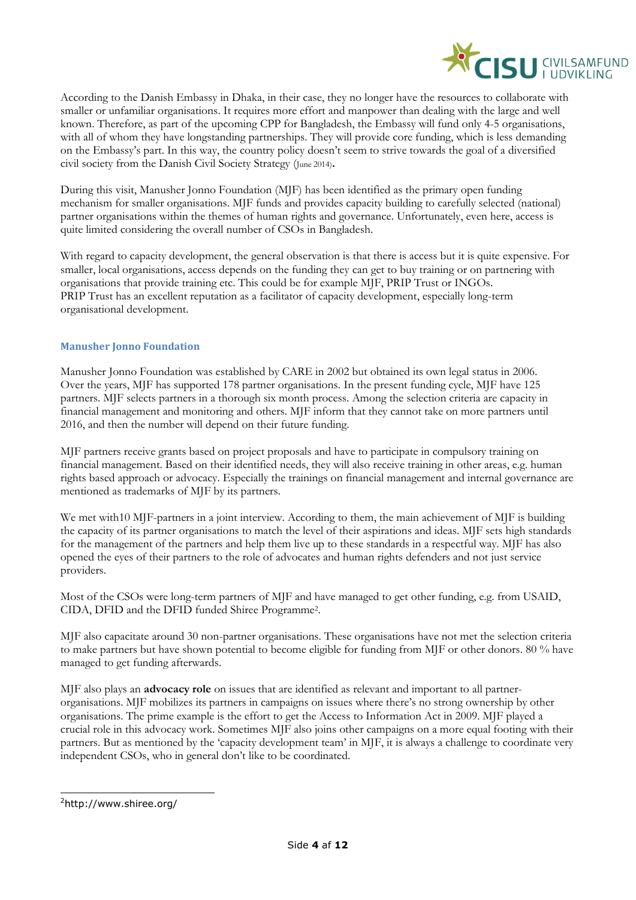According to the Danish Embassy in Dhaka, in their case, they no longer have the resources to collaborate with smaller or unfamiliar organisations. It requires more effort and manpower than dealing with the large and well known. Therefore, as part of the upcoming CPP for Bangladesh, the Embassy will fund only 4-5 organisations, with all of whom they have longstanding partnerships. They will provide core funding, which is less demanding on the Embassy's part. In this way, the country policy doesn't seem to strive towards the goal of a diversified civil society from the Danish Civil Society Strategy (June 2014).

During this visit, Manusher Jonno Foundation (MJF) has been identified as the primary open funding mechanism for smaller organisations. MJF funds and provides capacity building to carefully selected (national) partner organisations within the themes of human rights and governance. Unfortunately, even here, access is quite limited considering the overall number of CSOs in Bangladesh.

With regard to capacity development, the general observation is that there is access but it is quite expensive. For smaller, local organisations, access depends on the funding they can get to buy training or on partnering with organisations that provide training etc. This could be for example MJF, PRIP Trust or INGOs.
PRIP Trust has an excellent reputation as a facilitator of capacity development, especially long-term organisational development.

### Manusher Jonno Foundation

Manusher Jonno Foundation was established by CARE in 2002 but obtained its own legal status in 2006. Over the years, MJF has supported 178 partner organisations. In the present funding cycle, MJF have 125 partners. MJF selects partners in a thorough six month process. Among the selection criteria are capacity in financial management and monitoring and others. MJF inform that they cannot take on more partners until 2016, and then the number will depend on their future funding.

MJF partners receive grants based on project proposals and have to participate in compulsory training on financial management. Based on their identified needs, they will also receive training in other areas, e.g. human rights based approach or advocacy. Especially the trainings on financial management and internal governance are mentioned as trademarks of MJF by its partners.

We met with10 MJF-partners in a joint interview. According to them, the main achievement of MJF is building the capacity of its partner organisations to match the level of their aspirations and ideas. MJF sets high standards for the management of the partners and help them live up to these standards in a respectful way. MJF has also opened the eyes of their partners to the role of advocates and human rights defenders and not just service providers.

Most of the CSOs were long-term partners of MJF and have managed to get other funding, e.g. from USAID, CIDA, DFID and the DFID funded Shiree Programme[2].

MJF also capacitate around 30 non-partner organisations. These organisations have not met the selection criteria to make partners but have shown potential to become eligible for funding from MJF or other donors. 80 % have managed to get funding afterwards.

MJF also plays an **advocacy role** on issues that are identified as relevant and important to all partner-organisations. MJF mobilizes its partners in campaigns on issues where there's no strong ownership by other organisations. The prime example is the effort to get the Access to Information Act in 2009. MJF played a crucial role in this advocacy work. Sometimes MJF also joins other campaigns on a more equal footing with their partners. But as mentioned by the 'capacity development team' in MJF, it is always a challenge to coordinate very independent CSOs, who in general don't like to be coordinated.

---

[2] http://www.shiree.org/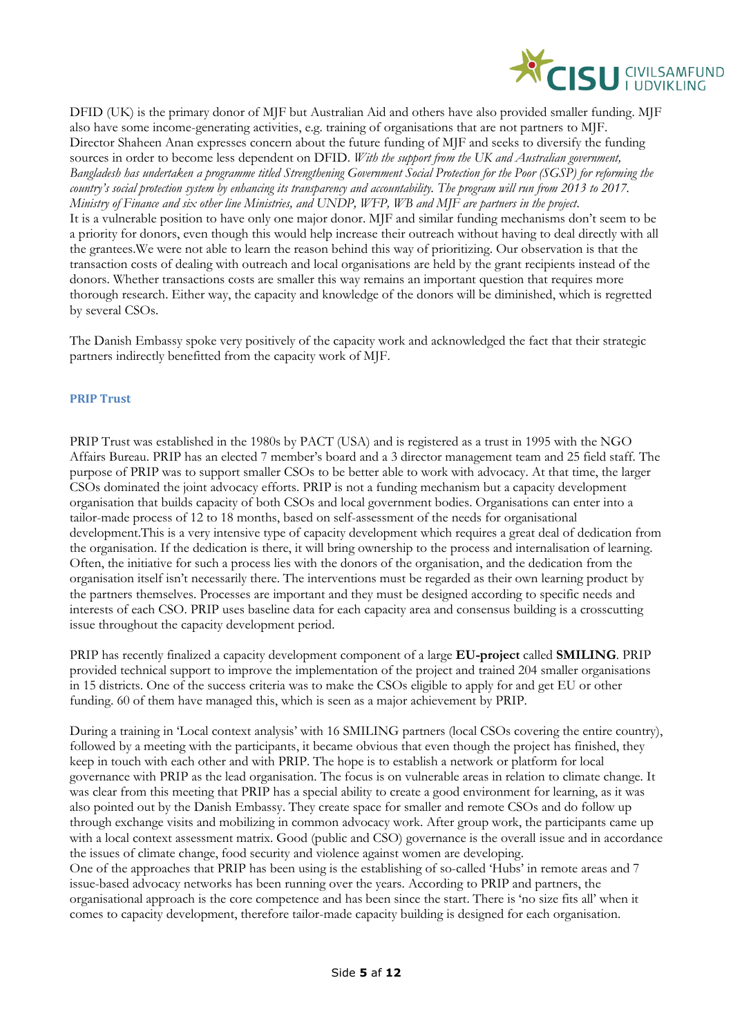DFID (UK) is the primary donor of MJF but Australian Aid and others have also provided smaller funding. MJF also have some income-generating activities, e.g. training of organisations that are not partners to MJF. Director Shaheen Anan expresses concern about the future funding of MJF and seeks to diversify the funding sources in order to become less dependent on DFID. *With the support from the UK and Australian government, Bangladesh has undertaken a programme titled Strengthening Government Social Protection for the Poor (SGSP) for reforming the country's social protection system by enhancing its transparency and accountability. The program will run from 2013 to 2017. Ministry of Finance and six other line Ministries, and UNDP, WFP, WB and MJF are partners in the project.*
It is a vulnerable position to have only one major donor. MJF and similar funding mechanisms don't seem to be a priority for donors, even though this would help increase their outreach without having to deal directly with all the grantees.We were not able to learn the reason behind this way of prioritizing. Our observation is that the transaction costs of dealing with outreach and local organisations are held by the grant recipients instead of the donors. Whether transactions costs are smaller this way remains an important question that requires more thorough research. Either way, the capacity and knowledge of the donors will be diminished, which is regretted by several CSOs.

The Danish Embassy spoke very positively of the capacity work and acknowledged the fact that their strategic partners indirectly benefitted from the capacity work of MJF.

### PRIP Trust

PRIP Trust was established in the 1980s by PACT (USA) and is registered as a trust in 1995 with the NGO Affairs Bureau. PRIP has an elected 7 member's board and a 3 director management team and 25 field staff. The purpose of PRIP was to support smaller CSOs to be better able to work with advocacy. At that time, the larger CSOs dominated the joint advocacy efforts. PRIP is not a funding mechanism but a capacity development organisation that builds capacity of both CSOs and local government bodies. Organisations can enter into a tailor-made process of 12 to 18 months, based on self-assessment of the needs for organisational development.This is a very intensive type of capacity development which requires a great deal of dedication from the organisation. If the dedication is there, it will bring ownership to the process and internalisation of learning. Often, the initiative for such a process lies with the donors of the organisation, and the dedication from the organisation itself isn't necessarily there. The interventions must be regarded as their own learning product by the partners themselves. Processes are important and they must be designed according to specific needs and interests of each CSO. PRIP uses baseline data for each capacity area and consensus building is a crosscutting issue throughout the capacity development period.

PRIP has recently finalized a capacity development component of a large **EU-project** called **SMILING**. PRIP provided technical support to improve the implementation of the project and trained 204 smaller organisations in 15 districts. One of the success criteria was to make the CSOs eligible to apply for and get EU or other funding. 60 of them have managed this, which is seen as a major achievement by PRIP.

During a training in 'Local context analysis' with 16 SMILING partners (local CSOs covering the entire country), followed by a meeting with the participants, it became obvious that even though the project has finished, they keep in touch with each other and with PRIP. The hope is to establish a network or platform for local governance with PRIP as the lead organisation. The focus is on vulnerable areas in relation to climate change. It was clear from this meeting that PRIP has a special ability to create a good environment for learning, as it was also pointed out by the Danish Embassy. They create space for smaller and remote CSOs and do follow up through exchange visits and mobilizing in common advocacy work. After group work, the participants came up with a local context assessment matrix. Good (public and CSO) governance is the overall issue and in accordance the issues of climate change, food security and violence against women are developing.
One of the approaches that PRIP has been using is the establishing of so-called 'Hubs' in remote areas and 7 issue-based advocacy networks has been running over the years. According to PRIP and partners, the organisational approach is the core competence and has been since the start. There is 'no size fits all' when it comes to capacity development, therefore tailor-made capacity building is designed for each organisation.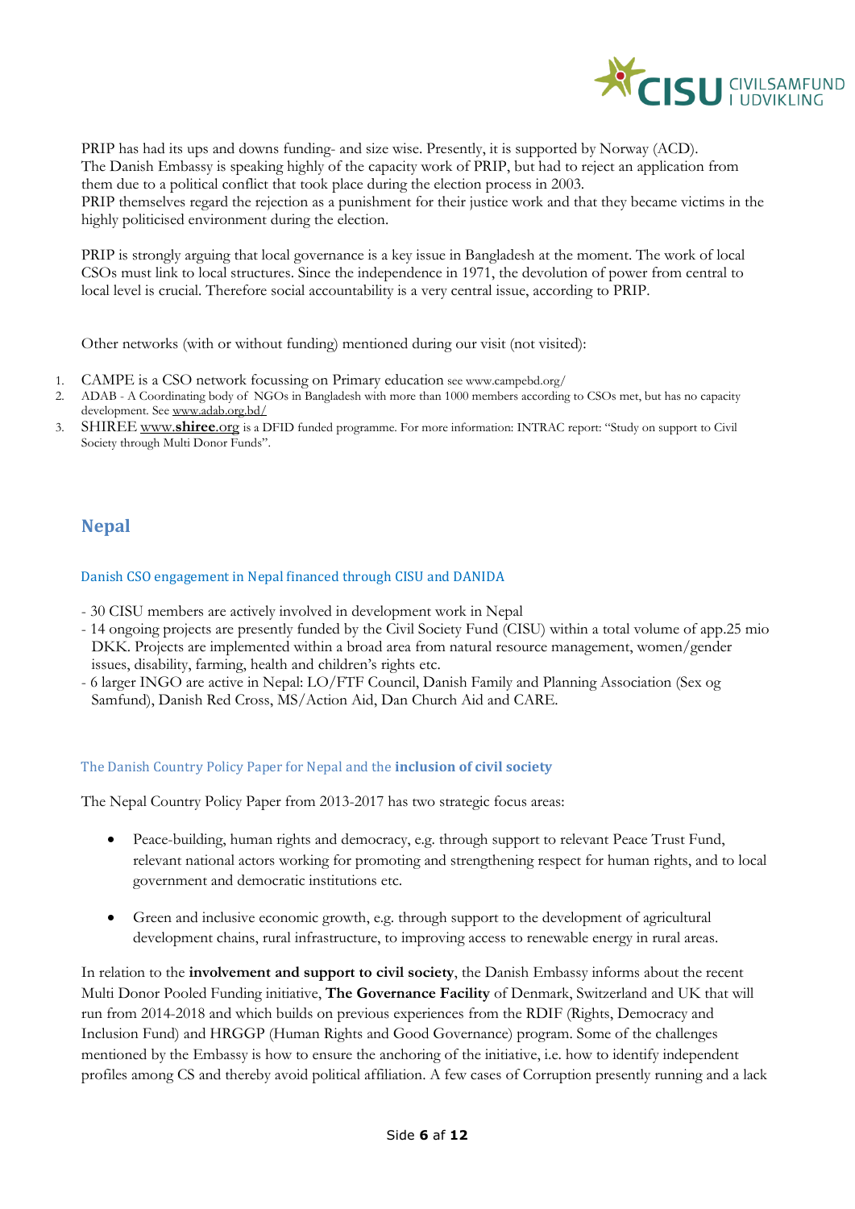PRIP has had its ups and downs funding- and size wise. Presently, it is supported by Norway (ACD). The Danish Embassy is speaking highly of the capacity work of PRIP, but had to reject an application from them due to a political conflict that took place during the election process in 2003.
PRIP themselves regard the rejection as a punishment for their justice work and that they became victims in the highly politicised environment during the election.

PRIP is strongly arguing that local governance is a key issue in Bangladesh at the moment. The work of local CSOs must link to local structures. Since the independence in 1971, the devolution of power from central to local level is crucial. Therefore social accountability is a very central issue, according to PRIP.

Other networks (with or without funding) mentioned during our visit (not visited):

1. CAMPE is a CSO network focussing on Primary education see www.campebd.org/
2. ADAB - A Coordinating body of NGOs in Bangladesh with more than 1000 members according to CSOs met, but has no capacity development. See www.adab.org.bd/
3. SHIREE www.**shiree**.org is a DFID funded programme. For more information: INTRAC report: "Study on support to Civil Society through Multi Donor Funds".

## Nepal

### Danish CSO engagement in Nepal financed through CISU and DANIDA

- 30 CISU members are actively involved in development work in Nepal
- 14 ongoing projects are presently funded by the Civil Society Fund (CISU) within a total volume of app.25 mio DKK. Projects are implemented within a broad area from natural resource management, women/gender issues, disability, farming, health and children's rights etc.
- 6 larger INGO are active in Nepal: LO/FTF Council, Danish Family and Planning Association (Sex og Samfund), Danish Red Cross, MS/Action Aid, Dan Church Aid and CARE.

### The Danish Country Policy Paper for Nepal and the **inclusion of civil society**

The Nepal Country Policy Paper from 2013-2017 has two strategic focus areas:

- Peace-building, human rights and democracy, e.g. through support to relevant Peace Trust Fund, relevant national actors working for promoting and strengthening respect for human rights, and to local government and democratic institutions etc.
- Green and inclusive economic growth, e.g. through support to the development of agricultural development chains, rural infrastructure, to improving access to renewable energy in rural areas.

In relation to the **involvement and support to civil society**, the Danish Embassy informs about the recent Multi Donor Pooled Funding initiative, **The Governance Facility** of Denmark, Switzerland and UK that will run from 2014-2018 and which builds on previous experiences from the RDIF (Rights, Democracy and Inclusion Fund) and HRGGP (Human Rights and Good Governance) program. Some of the challenges mentioned by the Embassy is how to ensure the anchoring of the initiative, i.e. how to identify independent profiles among CS and thereby avoid political affiliation. A few cases of Corruption presently running and a lack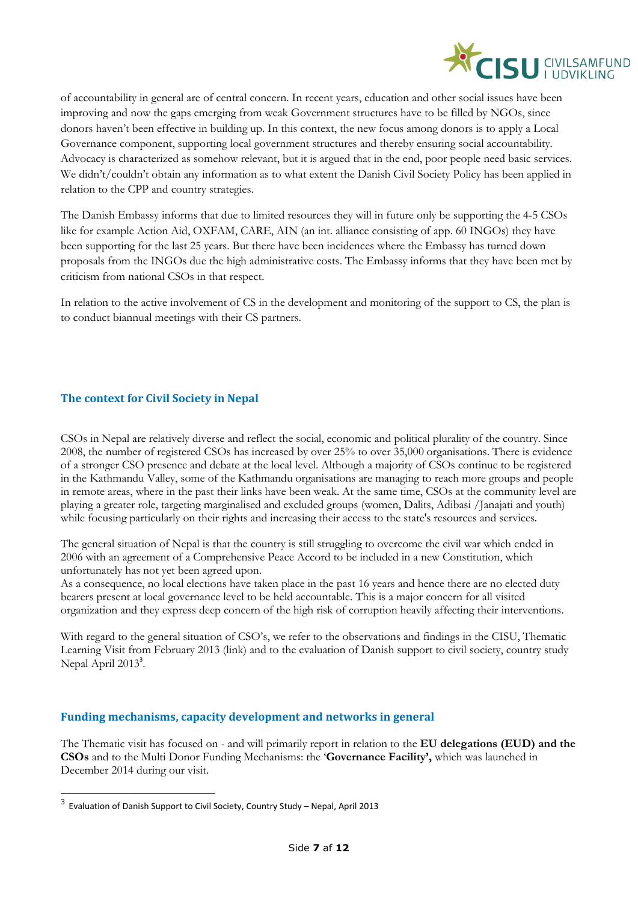of accountability in general are of central concern. In recent years, education and other social issues have been improving and now the gaps emerging from weak Government structures have to be filled by NGOs, since donors haven't been effective in building up. In this context, the new focus among donors is to apply a Local Governance component, supporting local government structures and thereby ensuring social accountability. Advocacy is characterized as somehow relevant, but it is argued that in the end, poor people need basic services. We didn't/couldn't obtain any information as to what extent the Danish Civil Society Policy has been applied in relation to the CPP and country strategies.

The Danish Embassy informs that due to limited resources they will in future only be supporting the 4-5 CSOs like for example Action Aid, OXFAM, CARE, AIN (an int. alliance consisting of app. 60 INGOs) they have been supporting for the last 25 years. But there have been incidences where the Embassy has turned down proposals from the INGOs due the high administrative costs. The Embassy informs that they have been met by criticism from national CSOs in that respect.

In relation to the active involvement of CS in the development and monitoring of the support to CS, the plan is to conduct biannual meetings with their CS partners.

## The context for Civil Society in Nepal

CSOs in Nepal are relatively diverse and reflect the social, economic and political plurality of the country. Since 2008, the number of registered CSOs has increased by over 25% to over 35,000 organisations. There is evidence of a stronger CSO presence and debate at the local level. Although a majority of CSOs continue to be registered in the Kathmandu Valley, some of the Kathmandu organisations are managing to reach more groups and people in remote areas, where in the past their links have been weak. At the same time, CSOs at the community level are playing a greater role, targeting marginalised and excluded groups (women, Dalits, Adibasi /Janajati and youth) while focusing particularly on their rights and increasing their access to the state's resources and services.

The general situation of Nepal is that the country is still struggling to overcome the civil war which ended in 2006 with an agreement of a Comprehensive Peace Accord to be included in a new Constitution, which unfortunately has not yet been agreed upon.
As a consequence, no local elections have taken place in the past 16 years and hence there are no elected duty bearers present at local governance level to be held accountable. This is a major concern for all visited organization and they express deep concern of the high risk of corruption heavily affecting their interventions.

With regard to the general situation of CSO's, we refer to the observations and findings in the CISU, Thematic Learning Visit from February 2013 (link) and to the evaluation of Danish support to civil society, country study Nepal April 2013[3].

## Funding mechanisms, capacity development and networks in general

The Thematic visit has focused on - and will primarily report in relation to the **EU delegations (EUD) and the CSOs** and to the Multi Donor Funding Mechanisms: the '**Governance Facility',** which was launched in December 2014 during our visit.

---

[3] Evaluation of Danish Support to Civil Society, Country Study – Nepal, April 2013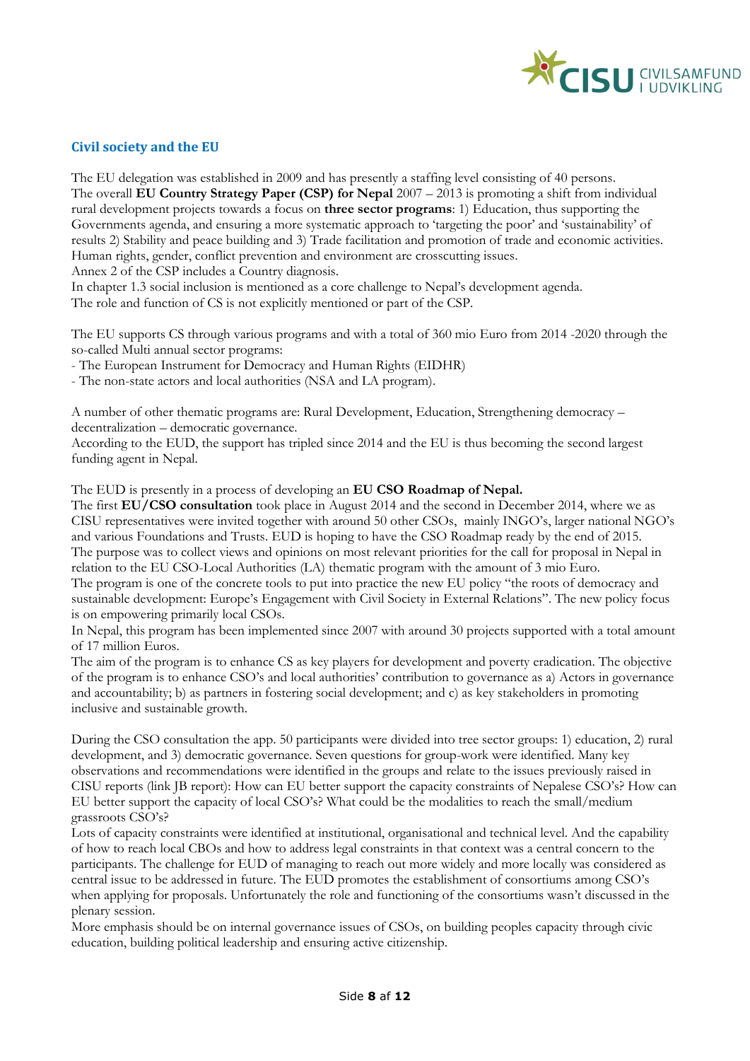## Civil society and the EU

The EU delegation was established in 2009 and has presently a staffing level consisting of 40 persons.
The overall **EU Country Strategy Paper (CSP) for Nepal** 2007 – 2013 is promoting a shift from individual rural development projects towards a focus on **three sector programs**: 1) Education, thus supporting the Governments agenda, and ensuring a more systematic approach to 'targeting the poor' and 'sustainability' of results 2) Stability and peace building and 3) Trade facilitation and promotion of trade and economic activities. Human rights, gender, conflict prevention and environment are crosscutting issues.
Annex 2 of the CSP includes a Country diagnosis.
In chapter 1.3 social inclusion is mentioned as a core challenge to Nepal's development agenda.
The role and function of CS is not explicitly mentioned or part of the CSP.

The EU supports CS through various programs and with a total of 360 mio Euro from 2014 -2020 through the so-called Multi annual sector programs:
- The European Instrument for Democracy and Human Rights (EIDHR)
- The non-state actors and local authorities (NSA and LA program).

A number of other thematic programs are: Rural Development, Education, Strengthening democracy – decentralization – democratic governance.
According to the EUD, the support has tripled since 2014 and the EU is thus becoming the second largest funding agent in Nepal.

The EUD is presently in a process of developing an **EU CSO Roadmap of Nepal.**
The first **EU/CSO consultation** took place in August 2014 and the second in December 2014, where we as CISU representatives were invited together with around 50 other CSOs, mainly INGO's, larger national NGO's and various Foundations and Trusts. EUD is hoping to have the CSO Roadmap ready by the end of 2015.
The purpose was to collect views and opinions on most relevant priorities for the call for proposal in Nepal in relation to the EU CSO-Local Authorities (LA) thematic program with the amount of 3 mio Euro.
The program is one of the concrete tools to put into practice the new EU policy "the roots of democracy and sustainable development: Europe's Engagement with Civil Society in External Relations". The new policy focus is on empowering primarily local CSOs.
In Nepal, this program has been implemented since 2007 with around 30 projects supported with a total amount of 17 million Euros.
The aim of the program is to enhance CS as key players for development and poverty eradication. The objective of the program is to enhance CSO's and local authorities' contribution to governance as a) Actors in governance and accountability; b) as partners in fostering social development; and c) as key stakeholders in promoting inclusive and sustainable growth.

During the CSO consultation the app. 50 participants were divided into tree sector groups: 1) education, 2) rural development, and 3) democratic governance. Seven questions for group-work were identified. Many key observations and recommendations were identified in the groups and relate to the issues previously raised in CISU reports (link JB report): How can EU better support the capacity constraints of Nepalese CSO's? How can EU better support the capacity of local CSO's? What could be the modalities to reach the small/medium grassroots CSO's?
Lots of capacity constraints were identified at institutional, organisational and technical level. And the capability of how to reach local CBOs and how to address legal constraints in that context was a central concern to the participants. The challenge for EUD of managing to reach out more widely and more locally was considered as central issue to be addressed in future. The EUD promotes the establishment of consortiums among CSO's when applying for proposals. Unfortunately the role and functioning of the consortiums wasn't discussed in the plenary session.
More emphasis should be on internal governance issues of CSOs, on building peoples capacity through civic education, building political leadership and ensuring active citizenship.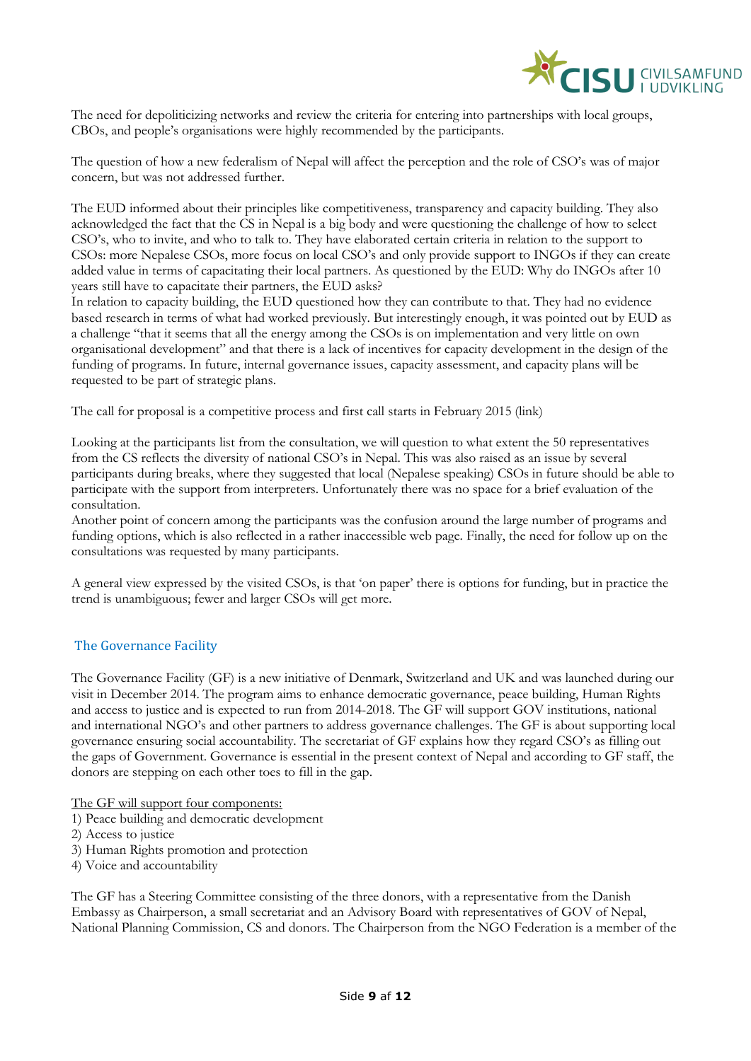The need for depoliticizing networks and review the criteria for entering into partnerships with local groups, CBOs, and people's organisations were highly recommended by the participants.

The question of how a new federalism of Nepal will affect the perception and the role of CSO's was of major concern, but was not addressed further.

The EUD informed about their principles like competitiveness, transparency and capacity building. They also acknowledged the fact that the CS in Nepal is a big body and were questioning the challenge of how to select CSO's, who to invite, and who to talk to. They have elaborated certain criteria in relation to the support to CSOs: more Nepalese CSOs, more focus on local CSO's and only provide support to INGOs if they can create added value in terms of capacitating their local partners. As questioned by the EUD: Why do INGOs after 10 years still have to capacitate their partners, the EUD asks?
In relation to capacity building, the EUD questioned how they can contribute to that. They had no evidence based research in terms of what had worked previously. But interestingly enough, it was pointed out by EUD as a challenge "that it seems that all the energy among the CSOs is on implementation and very little on own organisational development" and that there is a lack of incentives for capacity development in the design of the funding of programs. In future, internal governance issues, capacity assessment, and capacity plans will be requested to be part of strategic plans.

The call for proposal is a competitive process and first call starts in February 2015 (link)

Looking at the participants list from the consultation, we will question to what extent the 50 representatives from the CS reflects the diversity of national CSO's in Nepal. This was also raised as an issue by several participants during breaks, where they suggested that local (Nepalese speaking) CSOs in future should be able to participate with the support from interpreters. Unfortunately there was no space for a brief evaluation of the consultation.
Another point of concern among the participants was the confusion around the large number of programs and funding options, which is also reflected in a rather inaccessible web page. Finally, the need for follow up on the consultations was requested by many participants.

A general view expressed by the visited CSOs, is that 'on paper' there is options for funding, but in practice the trend is unambiguous; fewer and larger CSOs will get more.

## The Governance Facility

The Governance Facility (GF) is a new initiative of Denmark, Switzerland and UK and was launched during our visit in December 2014. The program aims to enhance democratic governance, peace building, Human Rights and access to justice and is expected to run from 2014-2018. The GF will support GOV institutions, national and international NGO's and other partners to address governance challenges. The GF is about supporting local governance ensuring social accountability. The secretariat of GF explains how they regard CSO's as filling out the gaps of Government. Governance is essential in the present context of Nepal and according to GF staff, the donors are stepping on each other toes to fill in the gap.

<u>The GF will support four components:</u>

1) Peace building and democratic development
2) Access to justice
3) Human Rights promotion and protection
4) Voice and accountability

The GF has a Steering Committee consisting of the three donors, with a representative from the Danish Embassy as Chairperson, a small secretariat and an Advisory Board with representatives of GOV of Nepal, National Planning Commission, CS and donors. The Chairperson from the NGO Federation is a member of the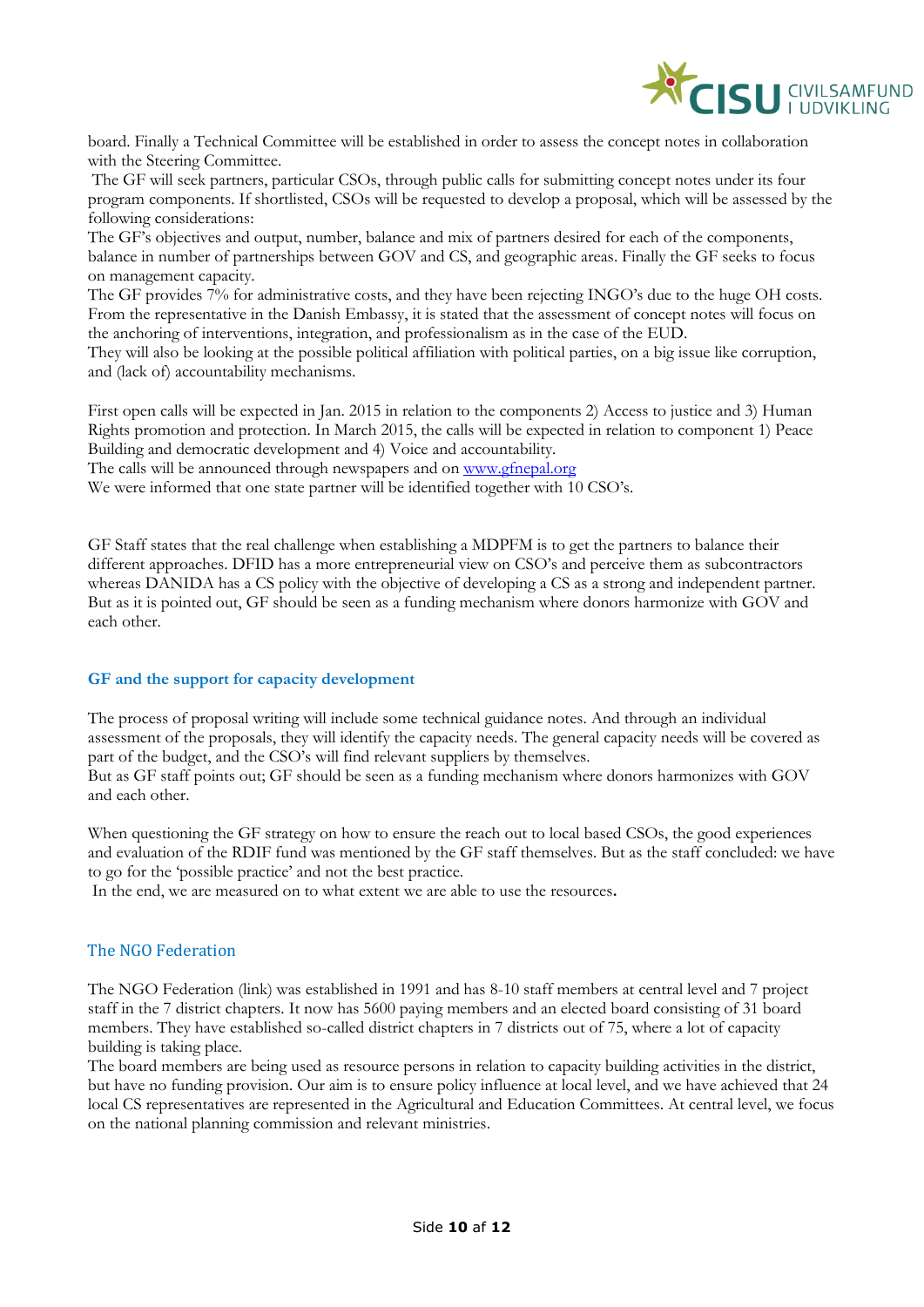board. Finally a Technical Committee will be established in order to assess the concept notes in collaboration with the Steering Committee.

The GF will seek partners, particular CSOs, through public calls for submitting concept notes under its four program components. If shortlisted, CSOs will be requested to develop a proposal, which will be assessed by the following considerations:

The GF's objectives and output, number, balance and mix of partners desired for each of the components, balance in number of partnerships between GOV and CS, and geographic areas. Finally the GF seeks to focus on management capacity.

The GF provides 7% for administrative costs, and they have been rejecting INGO's due to the huge OH costs. From the representative in the Danish Embassy, it is stated that the assessment of concept notes will focus on the anchoring of interventions, integration, and professionalism as in the case of the EUD.

They will also be looking at the possible political affiliation with political parties, on a big issue like corruption, and (lack of) accountability mechanisms.

First open calls will be expected in Jan. 2015 in relation to the components 2) Access to justice and 3) Human Rights promotion and protection. In March 2015, the calls will be expected in relation to component 1) Peace Building and democratic development and 4) Voice and accountability.

The calls will be announced through newspapers and on [www.gfnepal.org](www.gfnepal.org)

We were informed that one state partner will be identified together with 10 CSO's.

GF Staff states that the real challenge when establishing a MDPFM is to get the partners to balance their different approaches. DFID has a more entrepreneurial view on CSO's and perceive them as subcontractors whereas DANIDA has a CS policy with the objective of developing a CS as a strong and independent partner. But as it is pointed out, GF should be seen as a funding mechanism where donors harmonize with GOV and each other.

## GF and the support for capacity development

The process of proposal writing will include some technical guidance notes. And through an individual assessment of the proposals, they will identify the capacity needs. The general capacity needs will be covered as part of the budget, and the CSO's will find relevant suppliers by themselves.

But as GF staff points out; GF should be seen as a funding mechanism where donors harmonizes with GOV and each other.

When questioning the GF strategy on how to ensure the reach out to local based CSOs, the good experiences and evaluation of the RDIF fund was mentioned by the GF staff themselves. But as the staff concluded: we have to go for the 'possible practice' and not the best practice.

In the end, we are measured on to what extent we are able to use the resources.

## The NGO Federation

The NGO Federation (link) was established in 1991 and has 8-10 staff members at central level and 7 project staff in the 7 district chapters. It now has 5600 paying members and an elected board consisting of 31 board members. They have established so-called district chapters in 7 districts out of 75, where a lot of capacity building is taking place.

The board members are being used as resource persons in relation to capacity building activities in the district, but have no funding provision. Our aim is to ensure policy influence at local level, and we have achieved that 24 local CS representatives are represented in the Agricultural and Education Committees. At central level, we focus on the national planning commission and relevant ministries.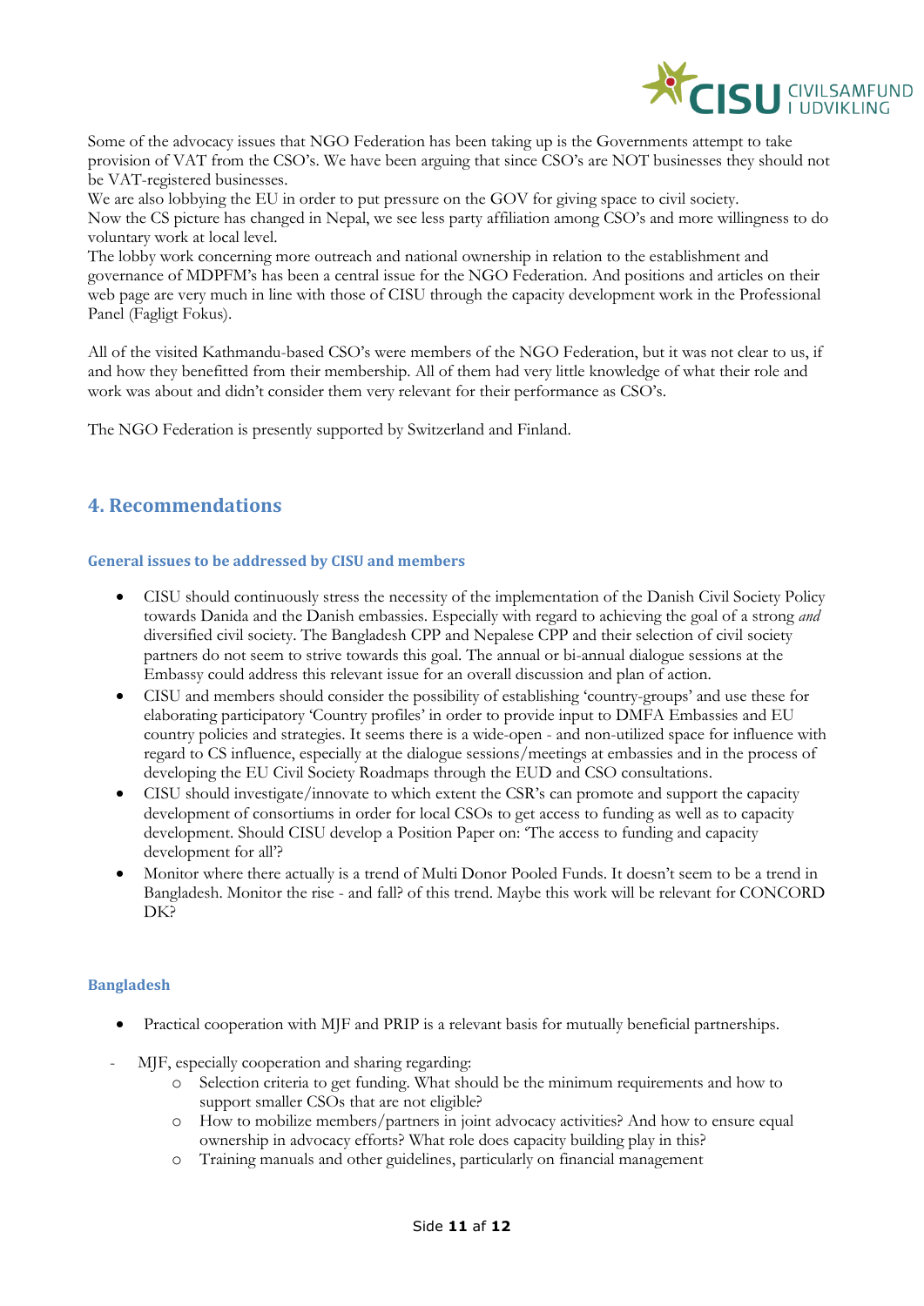Some of the advocacy issues that NGO Federation has been taking up is the Governments attempt to take provision of VAT from the CSO's. We have been arguing that since CSO's are NOT businesses they should not be VAT-registered businesses.
We are also lobbying the EU in order to put pressure on the GOV for giving space to civil society.
Now the CS picture has changed in Nepal, we see less party affiliation among CSO's and more willingness to do voluntary work at local level.
The lobby work concerning more outreach and national ownership in relation to the establishment and governance of MDPFM's has been a central issue for the NGO Federation. And positions and articles on their web page are very much in line with those of CISU through the capacity development work in the Professional Panel (Fagligt Fokus).

All of the visited Kathmandu-based CSO's were members of the NGO Federation, but it was not clear to us, if and how they benefitted from their membership. All of them had very little knowledge of what their role and work was about and didn't consider them very relevant for their performance as CSO's.

The NGO Federation is presently supported by Switzerland and Finland.

## 4. Recommendations

### General issues to be addressed by CISU and members

- CISU should continuously stress the necessity of the implementation of the Danish Civil Society Policy towards Danida and the Danish embassies. Especially with regard to achieving the goal of a strong *and* diversified civil society. The Bangladesh CPP and Nepalese CPP and their selection of civil society partners do not seem to strive towards this goal. The annual or bi-annual dialogue sessions at the Embassy could address this relevant issue for an overall discussion and plan of action.
- CISU and members should consider the possibility of establishing 'country-groups' and use these for elaborating participatory 'Country profiles' in order to provide input to DMFA Embassies and EU country policies and strategies. It seems there is a wide-open - and non-utilized space for influence with regard to CS influence, especially at the dialogue sessions/meetings at embassies and in the process of developing the EU Civil Society Roadmaps through the EUD and CSO consultations.
- CISU should investigate/innovate to which extent the CSR's can promote and support the capacity development of consortiums in order for local CSOs to get access to funding as well as to capacity development. Should CISU develop a Position Paper on: 'The access to funding and capacity development for all'?
- Monitor where there actually is a trend of Multi Donor Pooled Funds. It doesn't seem to be a trend in Bangladesh. Monitor the rise - and fall? of this trend. Maybe this work will be relevant for CONCORD DK?

### Bangladesh

- Practical cooperation with MJF and PRIP is a relevant basis for mutually beneficial partnerships.

- MJF, especially cooperation and sharing regarding:
  - Selection criteria to get funding. What should be the minimum requirements and how to support smaller CSOs that are not eligible?
  - How to mobilize members/partners in joint advocacy activities? And how to ensure equal ownership in advocacy efforts? What role does capacity building play in this?
  - Training manuals and other guidelines, particularly on financial management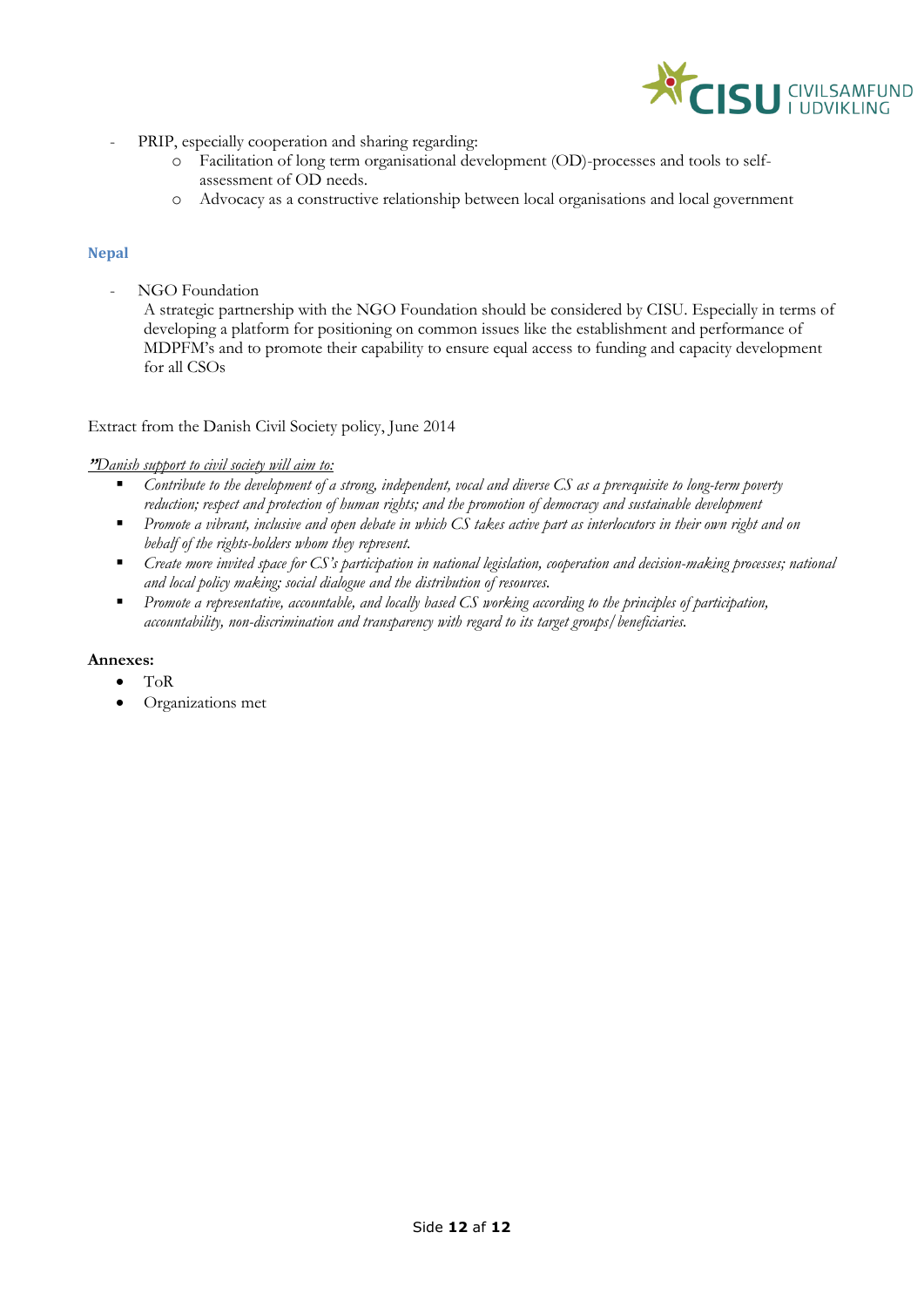- PRIP, especially cooperation and sharing regarding:
    - Facilitation of long term organisational development (OD)-processes and tools to self-assessment of OD needs.
    - Advocacy as a constructive relationship between local organisations and local government

### Nepal

- NGO Foundation

  A strategic partnership with the NGO Foundation should be considered by CISU. Especially in terms of developing a platform for positioning on common issues like the establishment and performance of MDPFM's and to promote their capability to ensure equal access to funding and capacity development for all CSOs

Extract from the Danish Civil Society policy, June 2014

*<u>"Danish support to civil society will aim to:</u>*

- *Contribute to the development of a strong, independent, vocal and diverse CS as a prerequisite to long-term poverty reduction; respect and protection of human rights; and the promotion of democracy and sustainable development*
- *Promote a vibrant, inclusive and open debate in which CS takes active part as interlocutors in their own right and on behalf of the rights-holders whom they represent.*
- *Create more invited space for CS's participation in national legislation, cooperation and decision-making processes; national and local policy making; social dialogue and the distribution of resources.*
- *Promote a representative, accountable, and locally based CS working according to the principles of participation, accountability, non-discrimination and transparency with regard to its target groups/beneficiaries.*

**Annexes:**

- ToR
- Organizations met